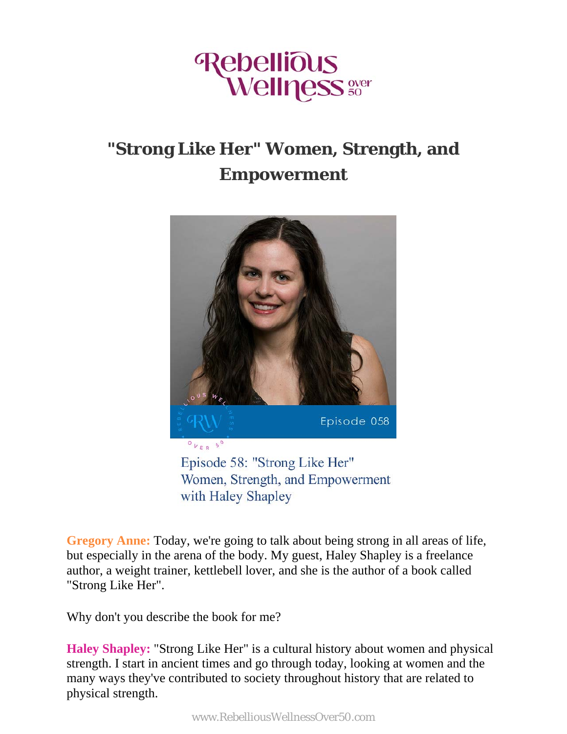# "Strong Like Her" Women, Strength, and Empowerment

Episode 58: "Strong Like Her" Women, Strength, and Empowerment with Haley Shapley

**Gregory Anne:** Today, we're going to talk about being strong in all areas of life, but especially in the arena of the body. My guest, Haley Shapley is a freelance author, a weight trainer, kettlebell lover, and she is the author of a book called "Strong Like Her".

Why don't you describe the book for me?

**Haley Shapley:** "Strong Like Her" is a cultural history about women and physical strength. I start in ancient times and go through today, looking at women and the many ways they've contributed to society throughout history that are related to physical strength.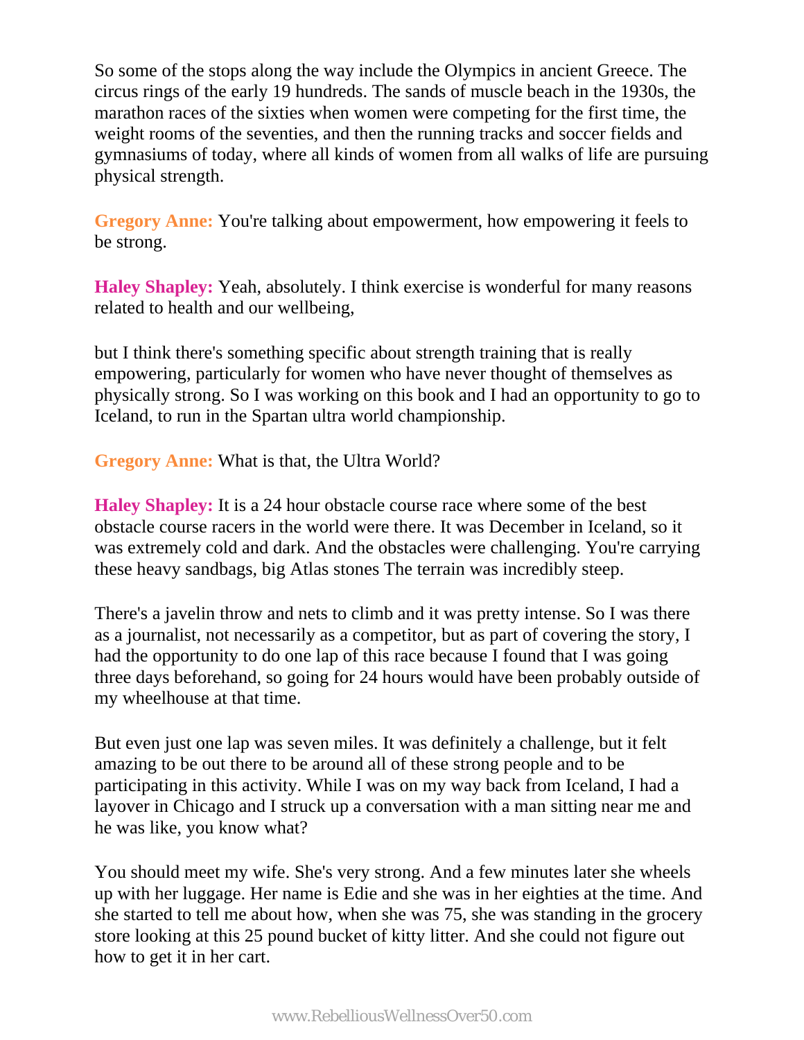So some of the stops along the way include the Olympics in ancient Greece. The circus rings of the early 19 hundreds. The sands of muscle beach in the 1930s, the marathon races of the sixties when women were competing for the first time, the weight rooms of the seventies, and then the running tracks and soccer fields and gymnasiums of today, where all kinds of women from all walks of life are pursuing physical strength.

**Gregory Anne:** You're talking about empowerment, how empowering it feels to be strong.

**Haley Shapley:** Yeah, absolutely. I think exercise is wonderful for many reasons related to health and our wellbeing,

but I think there's something specific about strength training that is really empowering, particularly for women who have never thought of themselves as physically strong. So I was working on this book and I had an opportunity to go to Iceland, to run in the Spartan ultra world championship.

**Gregory Anne:** What is that, the Ultra World?

**Haley Shapley:** It is a 24 hour obstacle course race where some of the best obstacle course racers in the world were there. It was December in Iceland, so it was extremely cold and dark. And the obstacles were challenging. You're carrying these heavy sandbags, big Atlas stones The terrain was incredibly steep.

There's a javelin throw and nets to climb and it was pretty intense. So I was there as a journalist, not necessarily as a competitor, but as part of covering the story, I had the opportunity to do one lap of this race because I found that I was going three days beforehand, so going for 24 hours would have been probably outside of my wheelhouse at that time.

But even just one lap was seven miles. It was definitely a challenge, but it felt amazing to be out there to be around all of these strong people and to be participating in this activity. While I was on my way back from Iceland, I had a layover in Chicago and I struck up a conversation with a man sitting near me and he was like, you know what?

You should meet my wife. She's very strong. And a few minutes later she wheels up with her luggage. Her name is Edie and she was in her eighties at the time. And she started to tell me about how, when she was 75, she was standing in the grocery store looking at this 25 pound bucket of kitty litter. And she could not figure out how to get it in her cart.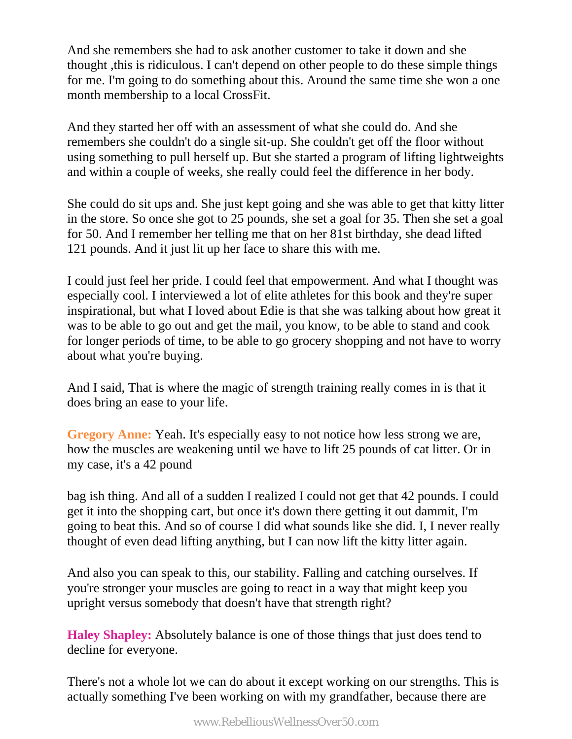And she remembers she had to ask another customer to take it down and she thought ,this is ridiculous. I can't depend on other people to do these simple things for me. I'm going to do something about this. Around the same time she won a one month membership to a local CrossFit.

And they started her off with an assessment of what she could do. And she remembers she couldn't do a single sit-up. She couldn't get off the floor without using something to pull herself up. But she started a program of lifting lightweights and within a couple of weeks, she really could feel the difference in her body.

She could do sit ups and. She just kept going and she was able to get that kitty litter in the store. So once she got to 25 pounds, she set a goal for 35. Then she set a goal for 50. And I remember her telling me that on her 81st birthday, she dead lifted 121 pounds. And it just lit up her face to share this with me.

I could just feel her pride. I could feel that empowerment. And what I thought was especially cool. I interviewed a lot of elite athletes for this book and they're super inspirational, but what I loved about Edie is that she was talking about how great it was to be able to go out and get the mail, you know, to be able to stand and cook for longer periods of time, to be able to go grocery shopping and not have to worry about what you're buying.

And I said, That is where the magic of strength training really comes in is that it does bring an ease to your life.

**Gregory Anne:** Yeah. It's especially easy to not notice how less strong we are, how the muscles are weakening until we have to lift 25 pounds of cat litter. Or in my case, it's a 42 pound

bag ish thing. And all of a sudden I realized I could not get that 42 pounds. I could get it into the shopping cart, but once it's down there getting it out dammit, I'm going to beat this. And so of course I did what sounds like she did. I, I never really thought of even dead lifting anything, but I can now lift the kitty litter again.

And also you can speak to this, our stability. Falling and catching ourselves. If you're stronger your muscles are going to react in a way that might keep you upright versus somebody that doesn't have that strength right?

**Haley Shapley:** Absolutely balance is one of those things that just does tend to decline for everyone.

There's not a whole lot we can do about it except working on our strengths. This is actually something I've been working on with my grandfather, because there are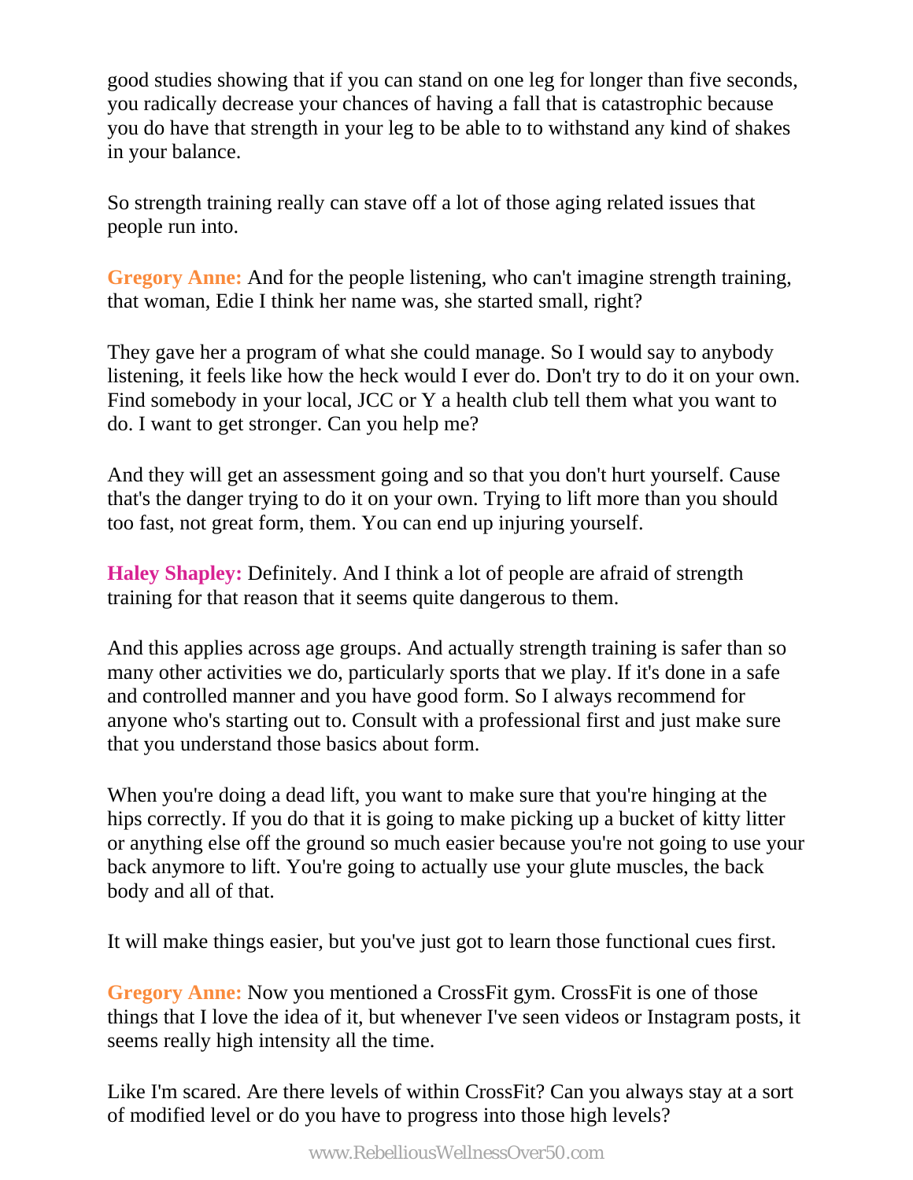good studies showing that if you can stand on one leg for longer than five seconds, you radically decrease your chances of having a fall that is catastrophic because you do have that strength in your leg to be able to to withstand any kind of shakes in your balance.

So strength training really can stave off a lot of those aging related issues that people run into.

**Gregory Anne:** And for the people listening, who can't imagine strength training, that woman, Edie I think her name was, she started small, right?

They gave her a program of what she could manage. So I would say to anybody listening, it feels like how the heck would I ever do. Don't try to do it on your own. Find somebody in your local, JCC or Y a health club tell them what you want to do. I want to get stronger. Can you help me?

And they will get an assessment going and so that you don't hurt yourself. Cause that's the danger trying to do it on your own. Trying to lift more than you should too fast, not great form, them. You can end up injuring yourself.

**Haley Shapley:** Definitely. And I think a lot of people are afraid of strength training for that reason that it seems quite dangerous to them.

And this applies across age groups. And actually strength training is safer than so many other activities we do, particularly sports that we play. If it's done in a safe and controlled manner and you have good form. So I always recommend for anyone who's starting out to. Consult with a professional first and just make sure that you understand those basics about form.

When you're doing a dead lift, you want to make sure that you're hinging at the hips correctly. If you do that it is going to make picking up a bucket of kitty litter or anything else off the ground so much easier because you're not going to use your back anymore to lift. You're going to actually use your glute muscles, the back body and all of that.

It will make things easier, but you've just got to learn those functional cues first.

**Gregory Anne:** Now you mentioned a CrossFit gym. CrossFit is one of those things that I love the idea of it, but whenever I've seen videos or Instagram posts, it seems really high intensity all the time.

Like I'm scared. Are there levels of within CrossFit? Can you always stay at a sort of modified level or do you have to progress into those high levels?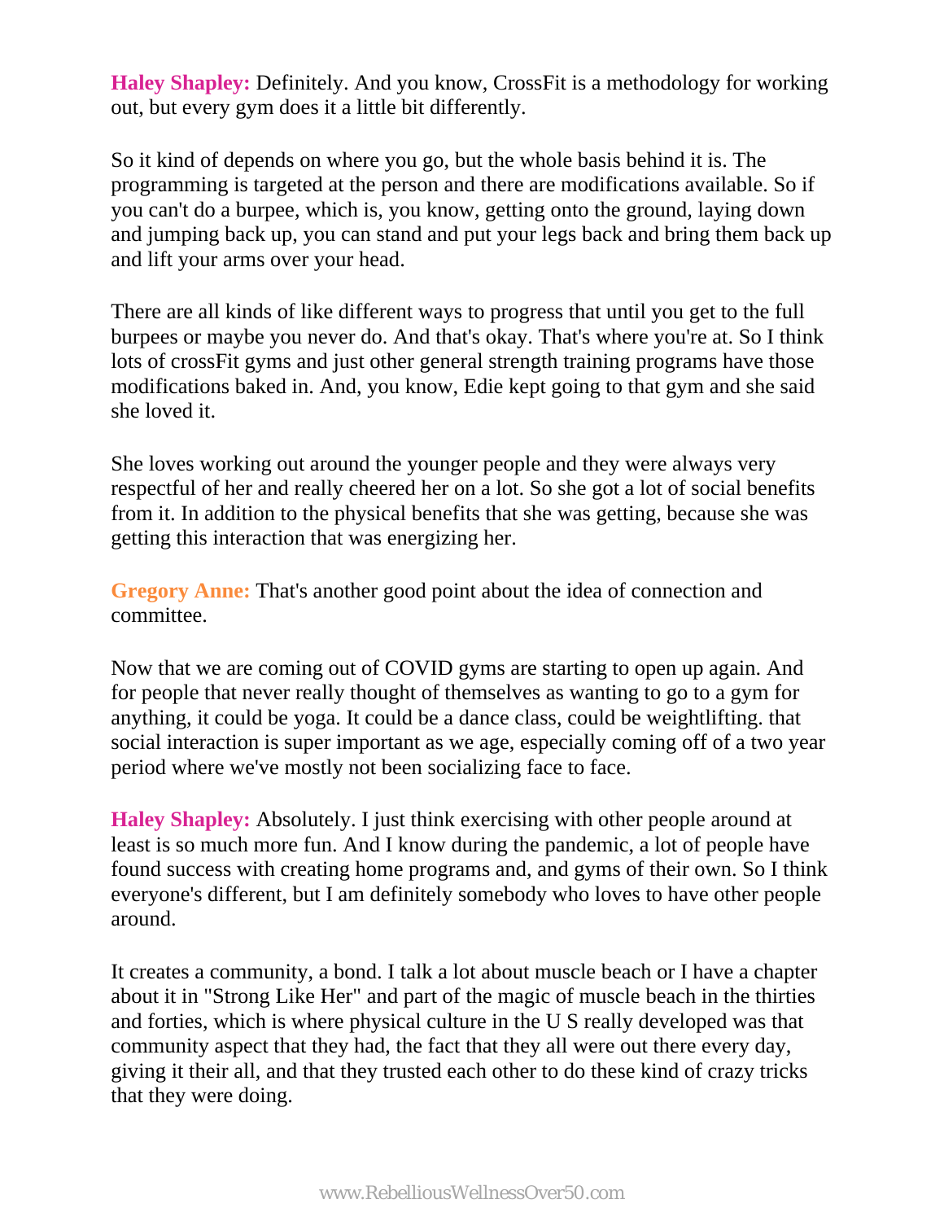**Haley Shapley:** Definitely. And you know, CrossFit is a methodology for working out, but every gym does it a little bit differently.

So it kind of depends on where you go, but the whole basis behind it is. The programming is targeted at the person and there are modifications available. So if you can't do a burpee, which is, you know, getting onto the ground, laying down and jumping back up, you can stand and put your legs back and bring them back up and lift your arms over your head.

There are all kinds of like different ways to progress that until you get to the full burpees or maybe you never do. And that's okay. That's where you're at. So I think lots of crossFit gyms and just other general strength training programs have those modifications baked in. And, you know, Edie kept going to that gym and she said she loved it.

She loves working out around the younger people and they were always very respectful of her and really cheered her on a lot. So she got a lot of social benefits from it. In addition to the physical benefits that she was getting, because she was getting this interaction that was energizing her.

**Gregory Anne:** That's another good point about the idea of connection and committee.

Now that we are coming out of COVID gyms are starting to open up again. And for people that never really thought of themselves as wanting to go to a gym for anything, it could be yoga. It could be a dance class, could be weightlifting. that social interaction is super important as we age, especially coming off of a two year period where we've mostly not been socializing face to face.

**Haley Shapley:** Absolutely. I just think exercising with other people around at least is so much more fun. And I know during the pandemic, a lot of people have found success with creating home programs and, and gyms of their own. So I think everyone's different, but I am definitely somebody who loves to have other people around.

It creates a community, a bond. I talk a lot about muscle beach or I have a chapter about it in "Strong Like Her" and part of the magic of muscle beach in the thirties and forties, which is where physical culture in the U S really developed was that community aspect that they had, the fact that they all were out there every day, giving it their all, and that they trusted each other to do these kind of crazy tricks that they were doing.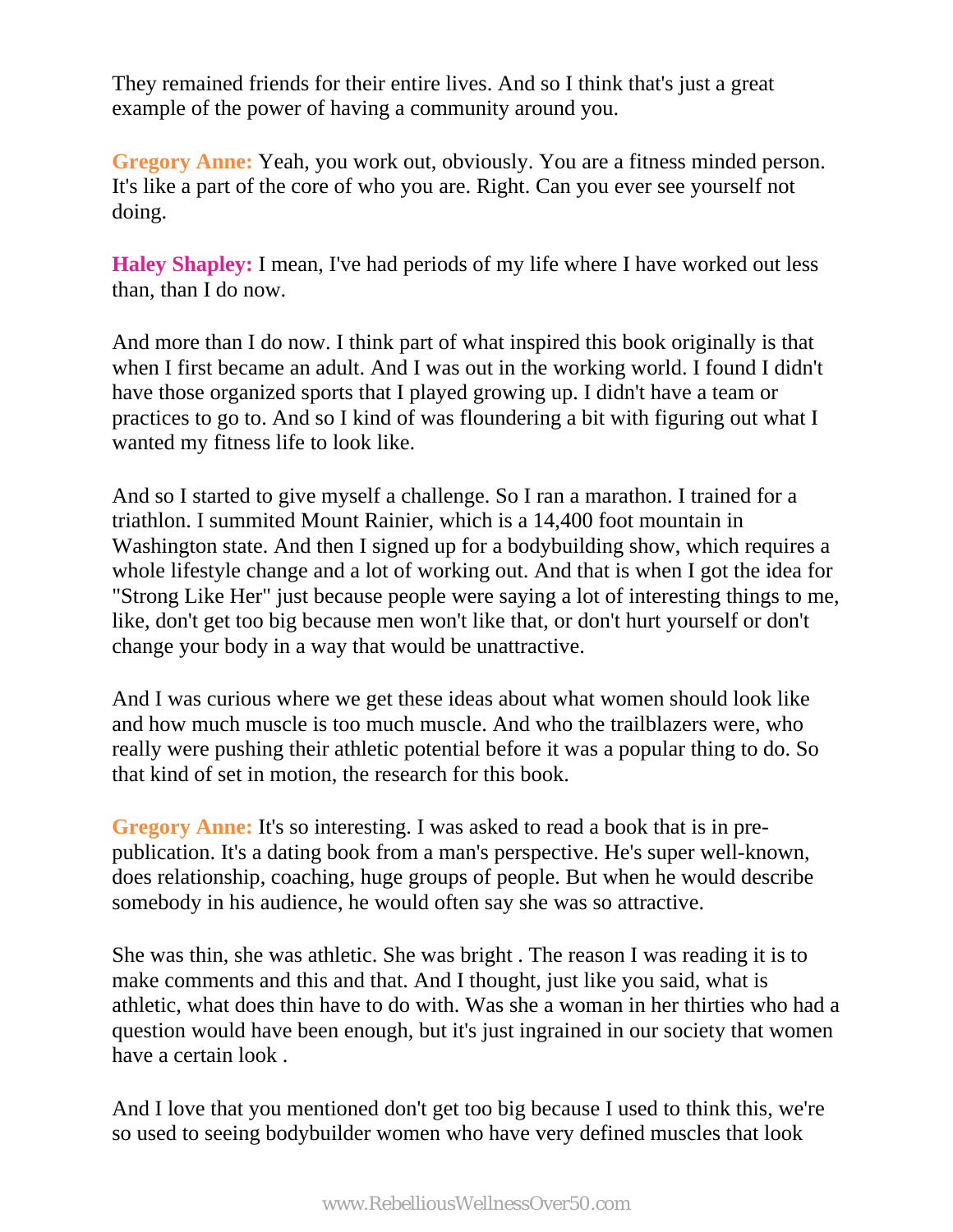They remained friends for their entire lives. And so I think that's just a great example of the power of having a community around you.

**Gregory Anne:** Yeah, you work out, obviously. You are a fitness minded person. It's like a part of the core of who you are. Right. Can you ever see yourself not doing.

**Haley Shapley:** I mean, I've had periods of my life where I have worked out less than, than I do now.

And more than I do now. I think part of what inspired this book originally is that when I first became an adult. And I was out in the working world. I found I didn't have those organized sports that I played growing up. I didn't have a team or practices to go to. And so I kind of was floundering a bit with figuring out what I wanted my fitness life to look like.

And so I started to give myself a challenge. So I ran a marathon. I trained for a triathlon. I summited Mount Rainier, which is a 14,400 foot mountain in Washington state. And then I signed up for a bodybuilding show, which requires a whole lifestyle change and a lot of working out. And that is when I got the idea for "Strong Like Her" just because people were saying a lot of interesting things to me, like, don't get too big because men won't like that, or don't hurt yourself or don't change your body in a way that would be unattractive.

And I was curious where we get these ideas about what women should look like and how much muscle is too much muscle. And who the trailblazers were, who really were pushing their athletic potential before it was a popular thing to do. So that kind of set in motion, the research for this book.

**Gregory Anne:** It's so interesting. I was asked to read a book that is in pre-publication. It's a dating book from a man's perspective. He's super well-known, does relationship, coaching, huge groups of people. But when he would describe somebody in his audience, he would often say she was so attractive.

She was thin, she was athletic. She was bright . The reason I was reading it is to make comments and this and that. And I thought, just like you said, what is athletic, what does thin have to do with. Was she a woman in her thirties who had a question would have been enough, but it's just ingrained in our society that women have a certain look .

And I love that you mentioned don't get too big because I used to think this, we're so used to seeing bodybuilder women who have very defined muscles that look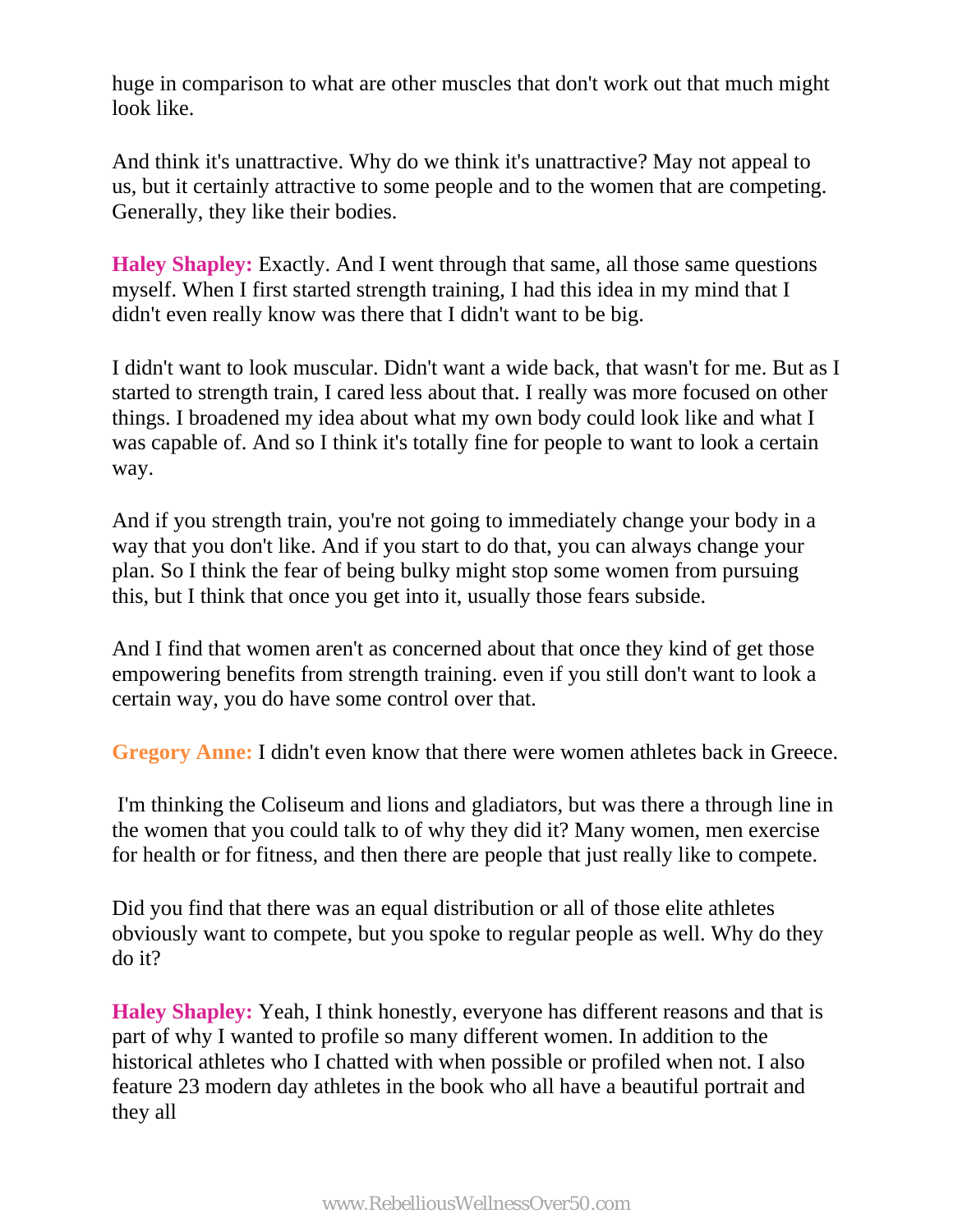huge in comparison to what are other muscles that don't work out that much might look like.

And think it's unattractive. Why do we think it's unattractive? May not appeal to us, but it certainly attractive to some people and to the women that are competing. Generally, they like their bodies.

**Haley Shapley:** Exactly. And I went through that same, all those same questions myself. When I first started strength training, I had this idea in my mind that I didn't even really know was there that I didn't want to be big.

I didn't want to look muscular. Didn't want a wide back, that wasn't for me. But as I started to strength train, I cared less about that. I really was more focused on other things. I broadened my idea about what my own body could look like and what I was capable of. And so I think it's totally fine for people to want to look a certain way.

And if you strength train, you're not going to immediately change your body in a way that you don't like. And if you start to do that, you can always change your plan. So I think the fear of being bulky might stop some women from pursuing this, but I think that once you get into it, usually those fears subside.

And I find that women aren't as concerned about that once they kind of get those empowering benefits from strength training. even if you still don't want to look a certain way, you do have some control over that.

**Gregory Anne:** I didn't even know that there were women athletes back in Greece.

I'm thinking the Coliseum and lions and gladiators, but was there a through line in the women that you could talk to of why they did it? Many women, men exercise for health or for fitness, and then there are people that just really like to compete.

Did you find that there was an equal distribution or all of those elite athletes obviously want to compete, but you spoke to regular people as well. Why do they do it?

**Haley Shapley:** Yeah, I think honestly, everyone has different reasons and that is part of why I wanted to profile so many different women. In addition to the historical athletes who I chatted with when possible or profiled when not. I also feature 23 modern day athletes in the book who all have a beautiful portrait and they all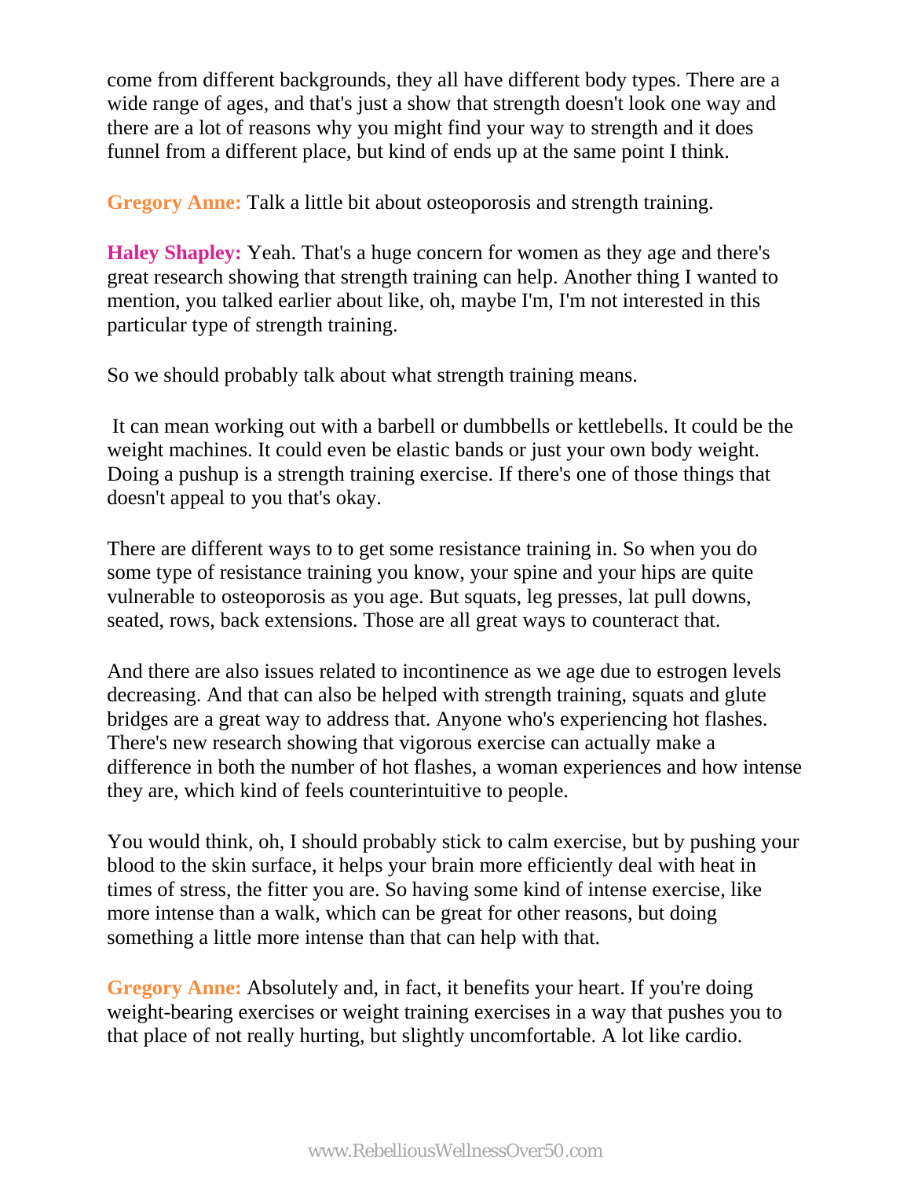come from different backgrounds, they all have different body types. There are a wide range of ages, and that's just a show that strength doesn't look one way and there are a lot of reasons why you might find your way to strength and it does funnel from a different place, but kind of ends up at the same point I think.

**Gregory Anne:** Talk a little bit about osteoporosis and strength training.

**Haley Shapley:** Yeah. That's a huge concern for women as they age and there's great research showing that strength training can help. Another thing I wanted to mention, you talked earlier about like, oh, maybe I'm, I'm not interested in this particular type of strength training.

So we should probably talk about what strength training means.

It can mean working out with a barbell or dumbbells or kettlebells. It could be the weight machines. It could even be elastic bands or just your own body weight. Doing a pushup is a strength training exercise. If there's one of those things that doesn't appeal to you that's okay.

There are different ways to to get some resistance training in. So when you do some type of resistance training you know, your spine and your hips are quite vulnerable to osteoporosis as you age. But squats, leg presses, lat pull downs, seated, rows, back extensions. Those are all great ways to counteract that.

And there are also issues related to incontinence as we age due to estrogen levels decreasing. And that can also be helped with strength training, squats and glute bridges are a great way to address that. Anyone who's experiencing hot flashes. There's new research showing that vigorous exercise can actually make a difference in both the number of hot flashes, a woman experiences and how intense they are, which kind of feels counterintuitive to people.

You would think, oh, I should probably stick to calm exercise, but by pushing your blood to the skin surface, it helps your brain more efficiently deal with heat in times of stress, the fitter you are. So having some kind of intense exercise, like more intense than a walk, which can be great for other reasons, but doing something a little more intense than that can help with that.

**Gregory Anne:** Absolutely and, in fact, it benefits your heart. If you're doing weight-bearing exercises or weight training exercises in a way that pushes you to that place of not really hurting, but slightly uncomfortable. A lot like cardio.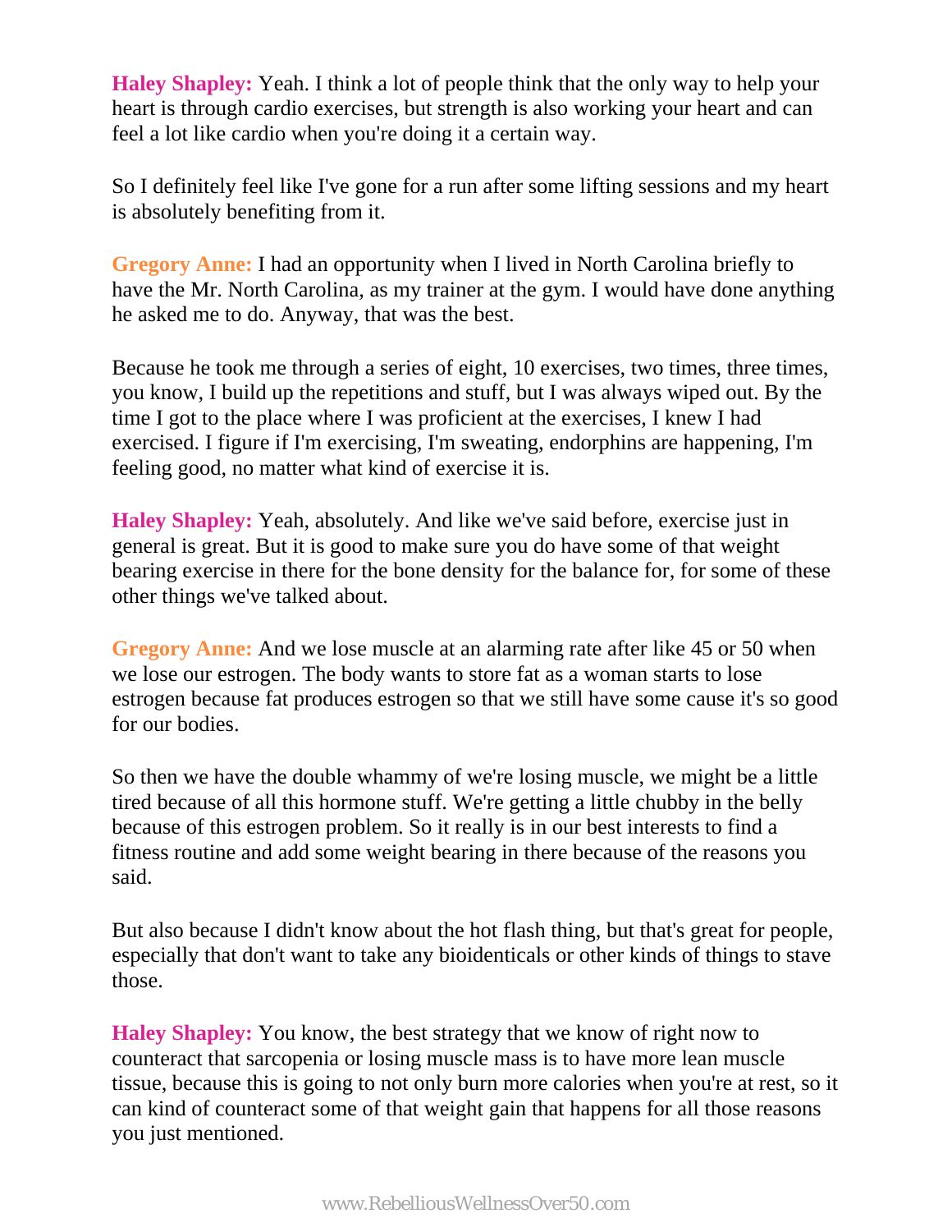**Haley Shapley:** Yeah. I think a lot of people think that the only way to help your heart is through cardio exercises, but strength is also working your heart and can feel a lot like cardio when you're doing it a certain way.

So I definitely feel like I've gone for a run after some lifting sessions and my heart is absolutely benefiting from it.

**Gregory Anne:** I had an opportunity when I lived in North Carolina briefly to have the Mr. North Carolina, as my trainer at the gym. I would have done anything he asked me to do. Anyway, that was the best.

Because he took me through a series of eight, 10 exercises, two times, three times, you know, I build up the repetitions and stuff, but I was always wiped out. By the time I got to the place where I was proficient at the exercises, I knew I had exercised. I figure if I'm exercising, I'm sweating, endorphins are happening, I'm feeling good, no matter what kind of exercise it is.

**Haley Shapley:** Yeah, absolutely. And like we've said before, exercise just in general is great. But it is good to make sure you do have some of that weight bearing exercise in there for the bone density for the balance for, for some of these other things we've talked about.

**Gregory Anne:** And we lose muscle at an alarming rate after like 45 or 50 when we lose our estrogen. The body wants to store fat as a woman starts to lose estrogen because fat produces estrogen so that we still have some cause it's so good for our bodies.

So then we have the double whammy of we're losing muscle, we might be a little tired because of all this hormone stuff. We're getting a little chubby in the belly because of this estrogen problem. So it really is in our best interests to find a fitness routine and add some weight bearing in there because of the reasons you said.

But also because I didn't know about the hot flash thing, but that's great for people, especially that don't want to take any bioidenticals or other kinds of things to stave those.

**Haley Shapley:** You know, the best strategy that we know of right now to counteract that sarcopenia or losing muscle mass is to have more lean muscle tissue, because this is going to not only burn more calories when you're at rest, so it can kind of counteract some of that weight gain that happens for all those reasons you just mentioned.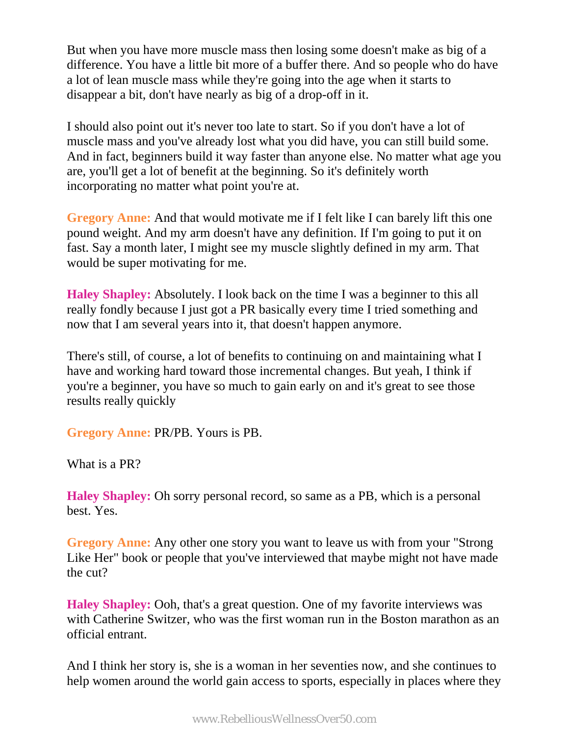But when you have more muscle mass then losing some doesn't make as big of a difference. You have a little bit more of a buffer there. And so people who do have a lot of lean muscle mass while they're going into the age when it starts to disappear a bit, don't have nearly as big of a drop-off in it.

I should also point out it's never too late to start. So if you don't have a lot of muscle mass and you've already lost what you did have, you can still build some. And in fact, beginners build it way faster than anyone else. No matter what age you are, you'll get a lot of benefit at the beginning. So it's definitely worth incorporating no matter what point you're at.

**Gregory Anne:** And that would motivate me if I felt like I can barely lift this one pound weight. And my arm doesn't have any definition. If I'm going to put it on fast. Say a month later, I might see my muscle slightly defined in my arm. That would be super motivating for me.

**Haley Shapley:** Absolutely. I look back on the time I was a beginner to this all really fondly because I just got a PR basically every time I tried something and now that I am several years into it, that doesn't happen anymore.

There's still, of course, a lot of benefits to continuing on and maintaining what I have and working hard toward those incremental changes. But yeah, I think if you're a beginner, you have so much to gain early on and it's great to see those results really quickly

**Gregory Anne:** PR/PB. Yours is PB.

What is a PR?

**Haley Shapley:** Oh sorry personal record, so same as a PB, which is a personal best. Yes.

**Gregory Anne:** Any other one story you want to leave us with from your "Strong Like Her" book or people that you've interviewed that maybe might not have made the cut?

**Haley Shapley:** Ooh, that's a great question. One of my favorite interviews was with Catherine Switzer, who was the first woman run in the Boston marathon as an official entrant.

And I think her story is, she is a woman in her seventies now, and she continues to help women around the world gain access to sports, especially in places where they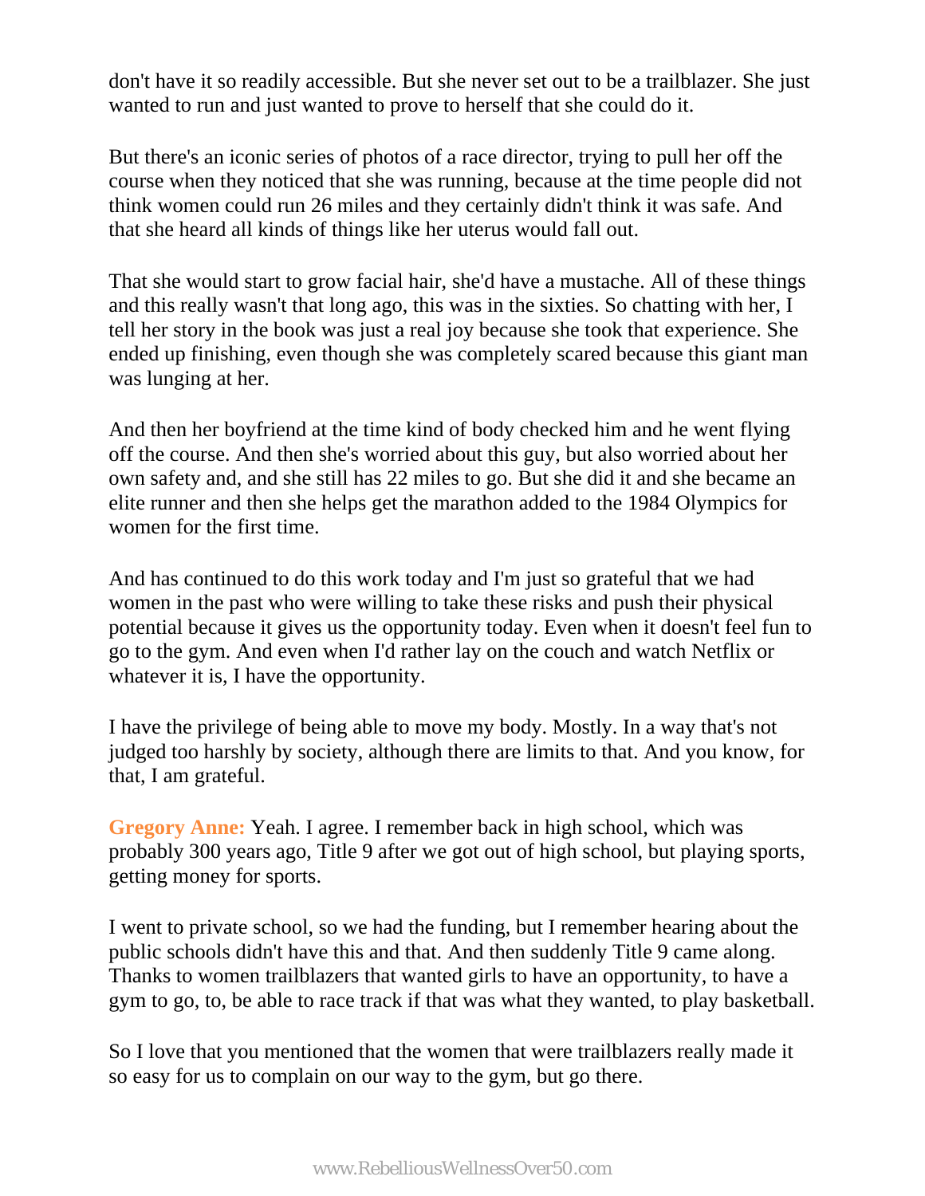don't have it so readily accessible. But she never set out to be a trailblazer. She just wanted to run and just wanted to prove to herself that she could do it.

But there's an iconic series of photos of a race director, trying to pull her off the course when they noticed that she was running, because at the time people did not think women could run 26 miles and they certainly didn't think it was safe. And that she heard all kinds of things like her uterus would fall out.

That she would start to grow facial hair, she'd have a mustache. All of these things and this really wasn't that long ago, this was in the sixties. So chatting with her, I tell her story in the book was just a real joy because she took that experience. She ended up finishing, even though she was completely scared because this giant man was lunging at her.

And then her boyfriend at the time kind of body checked him and he went flying off the course. And then she's worried about this guy, but also worried about her own safety and, and she still has 22 miles to go. But she did it and she became an elite runner and then she helps get the marathon added to the 1984 Olympics for women for the first time.

And has continued to do this work today and I'm just so grateful that we had women in the past who were willing to take these risks and push their physical potential because it gives us the opportunity today. Even when it doesn't feel fun to go to the gym. And even when I'd rather lay on the couch and watch Netflix or whatever it is, I have the opportunity.

I have the privilege of being able to move my body. Mostly. In a way that's not judged too harshly by society, although there are limits to that. And you know, for that, I am grateful.

**Gregory Anne:** Yeah. I agree. I remember back in high school, which was probably 300 years ago, Title 9 after we got out of high school, but playing sports, getting money for sports.

I went to private school, so we had the funding, but I remember hearing about the public schools didn't have this and that. And then suddenly Title 9 came along. Thanks to women trailblazers that wanted girls to have an opportunity, to have a gym to go, to, be able to race track if that was what they wanted, to play basketball.

So I love that you mentioned that the women that were trailblazers really made it so easy for us to complain on our way to the gym, but go there.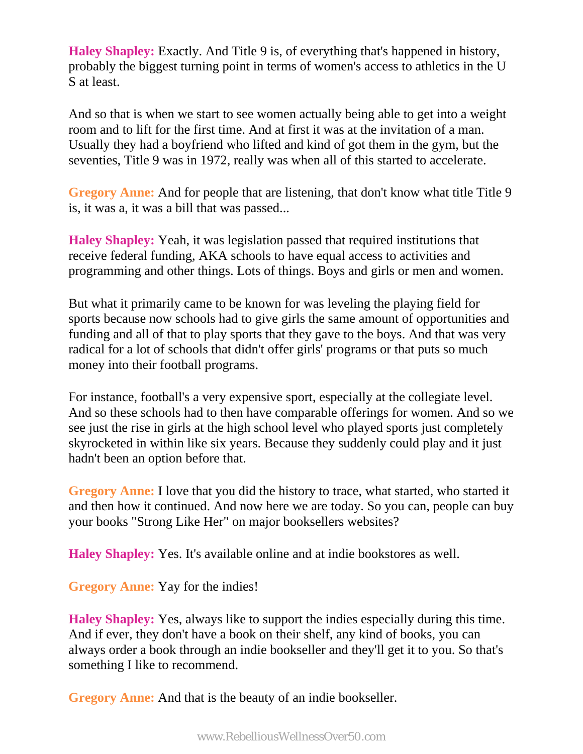**Haley Shapley:** Exactly. And Title 9 is, of everything that's happened in history, probably the biggest turning point in terms of women's access to athletics in the U S at least.

And so that is when we start to see women actually being able to get into a weight room and to lift for the first time. And at first it was at the invitation of a man. Usually they had a boyfriend who lifted and kind of got them in the gym, but the seventies, Title 9 was in 1972, really was when all of this started to accelerate.

**Gregory Anne:** And for people that are listening, that don't know what title Title 9 is, it was a, it was a bill that was passed...

**Haley Shapley:** Yeah, it was legislation passed that required institutions that receive federal funding, AKA schools to have equal access to activities and programming and other things. Lots of things. Boys and girls or men and women.

But what it primarily came to be known for was leveling the playing field for sports because now schools had to give girls the same amount of opportunities and funding and all of that to play sports that they gave to the boys. And that was very radical for a lot of schools that didn't offer girls' programs or that puts so much money into their football programs.

For instance, football's a very expensive sport, especially at the collegiate level. And so these schools had to then have comparable offerings for women. And so we see just the rise in girls at the high school level who played sports just completely skyrocketed in within like six years. Because they suddenly could play and it just hadn't been an option before that.

**Gregory Anne:** I love that you did the history to trace, what started, who started it and then how it continued. And now here we are today. So you can, people can buy your books "Strong Like Her" on major booksellers websites?

**Haley Shapley:** Yes. It's available online and at indie bookstores as well.

**Gregory Anne:** Yay for the indies!

**Haley Shapley:** Yes, always like to support the indies especially during this time. And if ever, they don't have a book on their shelf, any kind of books, you can always order a book through an indie bookseller and they'll get it to you. So that's something I like to recommend.

**Gregory Anne:** And that is the beauty of an indie bookseller.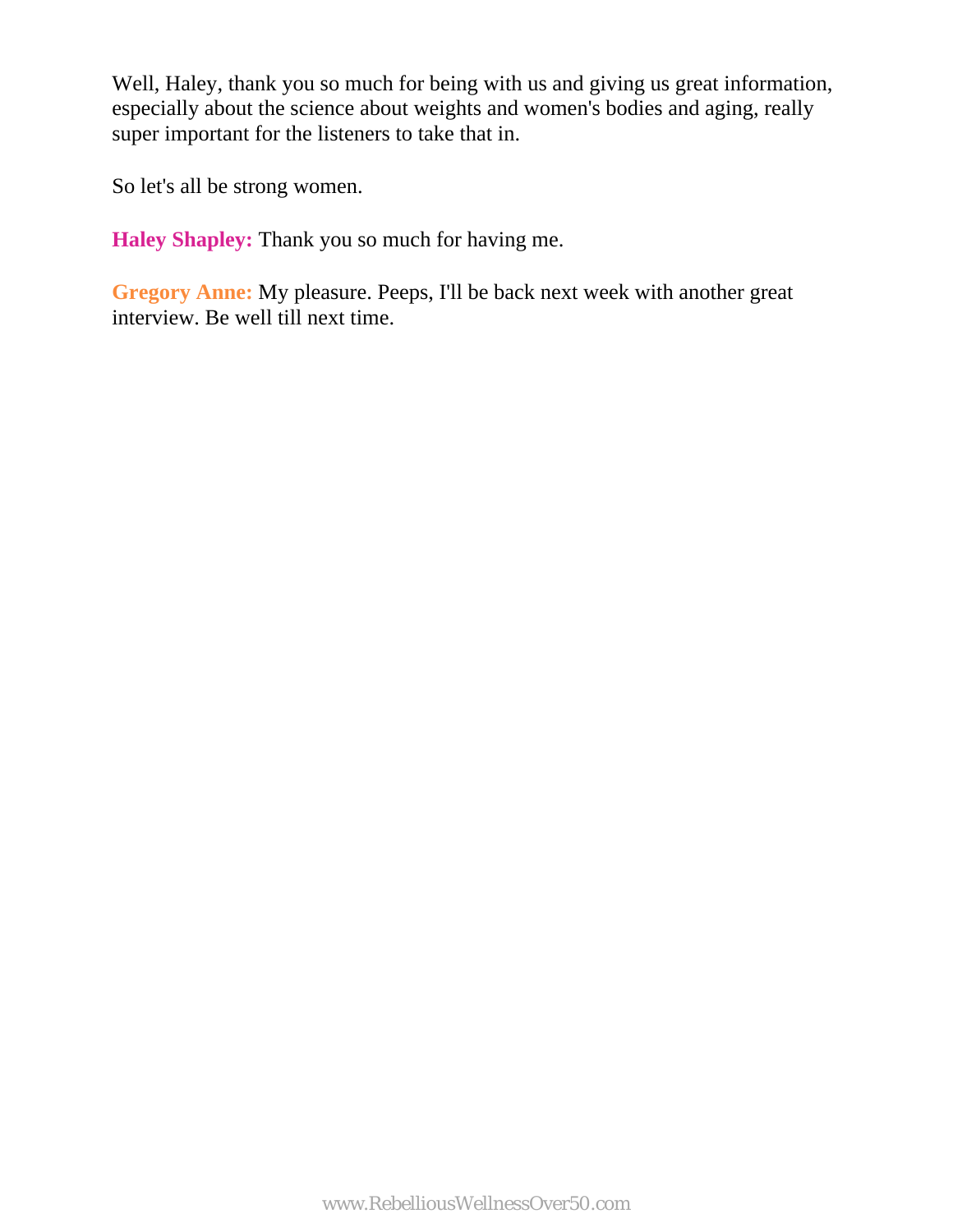Well, Haley, thank you so much for being with us and giving us great information, especially about the science about weights and women's bodies and aging, really super important for the listeners to take that in.

So let's all be strong women.

**Haley Shapley:** Thank you so much for having me.

**Gregory Anne:** My pleasure. Peeps, I'll be back next week with another great interview. Be well till next time.